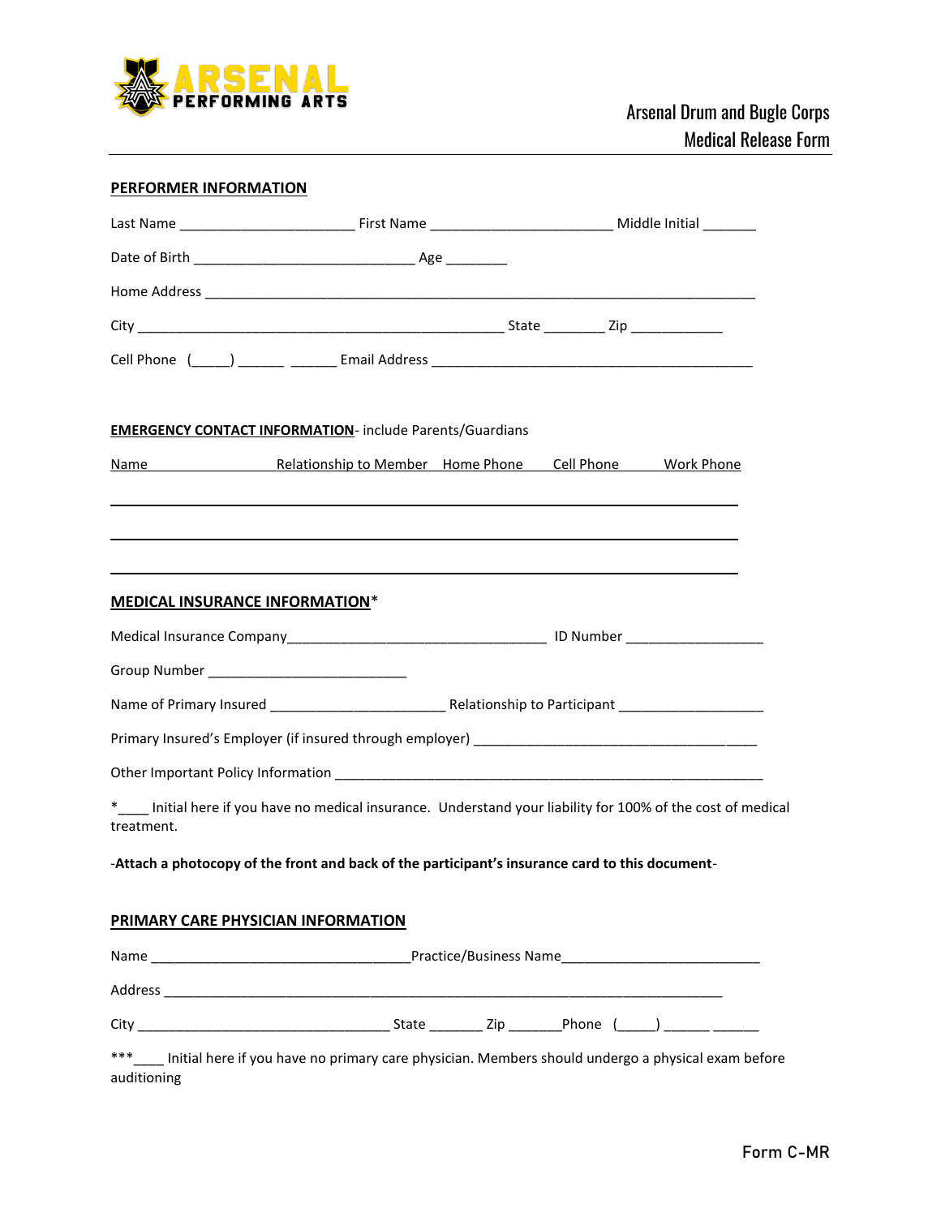ARSENAL PERFORMING ARTS

Arsenal Drum and Bugle Corps
Medical Release Form

## PERFORMER INFORMATION

Last Name ______________________ First Name _______________________ Middle Initial _______

Date of Birth ____________________________ Age ________

Home Address ______________________________________________________________________

City _______________________________________________ State ________ Zip ____________

Cell Phone (_____) ______ ______ Email Address _________________________________________

## EMERGENCY CONTACT INFORMATION- include Parents/Guardians

| Name | Relationship to Member | Home Phone | Cell Phone | Work Phone |
|---|---|---|---|---|
| | | | | |
| | | | | |
| | | | | |

## MEDICAL INSURANCE INFORMATION*

Medical Insurance Company_________________________________ ID Number __________________

Group Number _________________________

Name of Primary Insured ______________________ Relationship to Participant ___________________

Primary Insured's Employer (if insured through employer) ____________________________________

Other Important Policy Information ______________________________________________________

*____ Initial here if you have no medical insurance. Understand your liability for 100% of the cost of medical treatment.

-**Attach a photocopy of the front and back of the participant's insurance card to this document**-

## PRIMARY CARE PHYSICIAN INFORMATION

Name _________________________________Practice/Business Name__________________________

Address _____________________________________________________________________________

City ________________________________ State _______ Zip _______Phone (_____) ______ ______

***____ Initial here if you have no primary care physician. Members should undergo a physical exam before auditioning

Form C-MR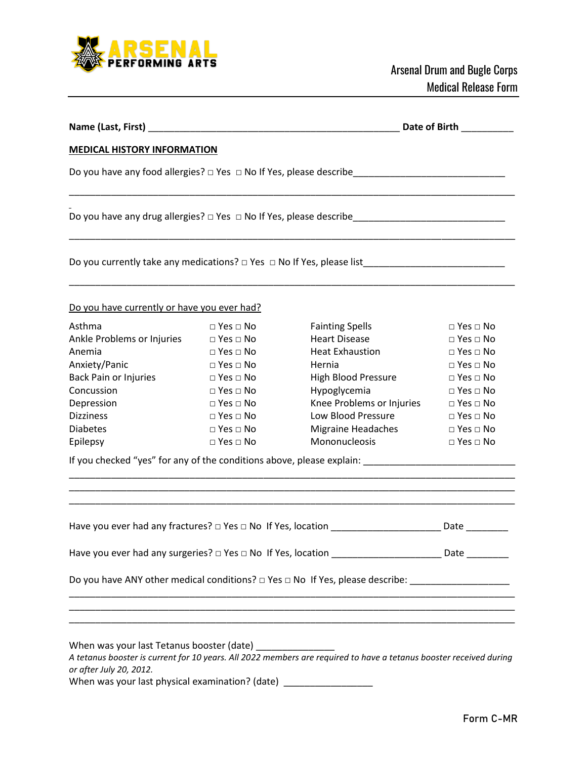Arsenal Drum and Bugle Corps
Medical Release Form

**Name (Last, First)** ________________________________________________ **Date of Birth** __________

**MEDICAL HISTORY INFORMATION**

Do you have any food allergies? □ Yes □ No If Yes, please describe_____________________________

________________________________________________________________________________

Do you have any drug allergies? □ Yes □ No If Yes, please describe_____________________________

________________________________________________________________________________

Do you currently take any medications? □ Yes □ No If Yes, please list___________________________

________________________________________________________________________________

Do you have currently or have you ever had?

| Condition | | Condition | |
|---|---|---|---|
| Asthma | □ Yes □ No | Fainting Spells | □ Yes □ No |
| Ankle Problems or Injuries | □ Yes □ No | Heart Disease | □ Yes □ No |
| Anemia | □ Yes □ No | Heat Exhaustion | □ Yes □ No |
| Anxiety/Panic | □ Yes □ No | Hernia | □ Yes □ No |
| Back Pain or Injuries | □ Yes □ No | High Blood Pressure | □ Yes □ No |
| Concussion | □ Yes □ No | Hypoglycemia | □ Yes □ No |
| Depression | □ Yes □ No | Knee Problems or Injuries | □ Yes □ No |
| Dizziness | □ Yes □ No | Low Blood Pressure | □ Yes □ No |
| Diabetes | □ Yes □ No | Migraine Headaches | □ Yes □ No |
| Epilepsy | □ Yes □ No | Mononucleosis | □ Yes □ No |

If you checked "yes" for any of the conditions above, please explain: ____________________________

________________________________________________________________________________

________________________________________________________________________________

________________________________________________________________________________

Have you ever had any fractures? □ Yes □ No If Yes, location ______________________ Date ________

Have you ever had any surgeries? □ Yes □ No If Yes, location ______________________ Date ________

Do you have ANY other medical conditions? □ Yes □ No If Yes, please describe: ___________________

________________________________________________________________________________

________________________________________________________________________________

________________________________________________________________________________

When was your last Tetanus booster (date) _______________

*A tetanus booster is current for 10 years. All 2022 members are required to have a tetanus booster received during or after July 20, 2012.*

When was your last physical examination? (date) _________________

Form C-MR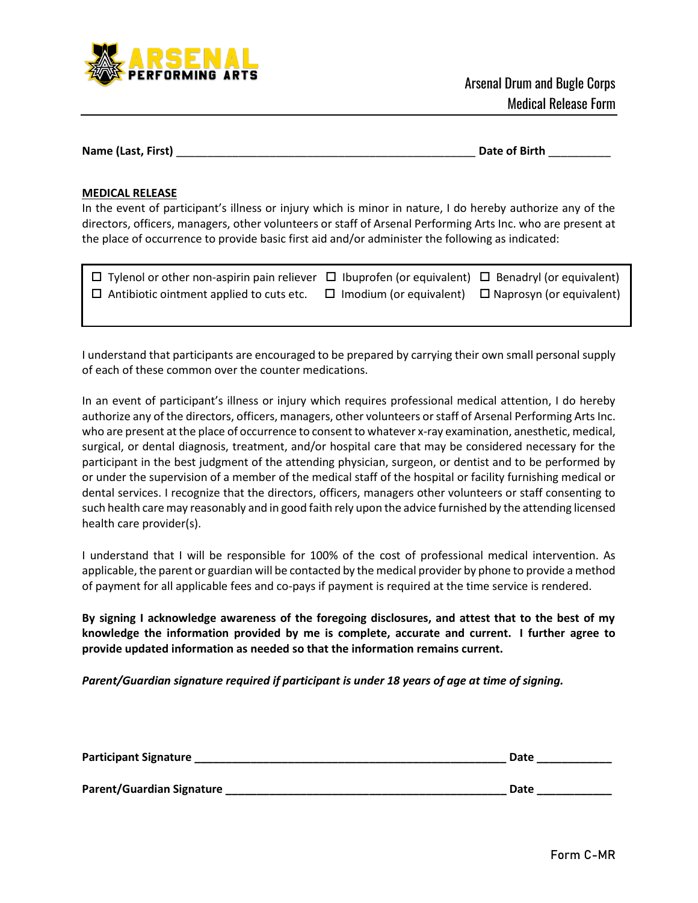Arsenal Drum and Bugle Corps
Medical Release Form

**Name (Last, First)** _______________________________________________ **Date of Birth** __________

**MEDICAL RELEASE**

In the event of participant's illness or injury which is minor in nature, I do hereby authorize any of the directors, officers, managers, other volunteers or staff of Arsenal Performing Arts Inc. who are present at the place of occurrence to provide basic first aid and/or administer the following as indicated:

| | | |
|---|---|---|
| ☐ Tylenol or other non-aspirin pain reliever | ☐ Ibuprofen (or equivalent) | ☐ Benadryl (or equivalent) |
| ☐ Antibiotic ointment applied to cuts etc. | ☐ Imodium (or equivalent) | ☐ Naprosyn (or equivalent) |

I understand that participants are encouraged to be prepared by carrying their own small personal supply of each of these common over the counter medications.

In an event of participant's illness or injury which requires professional medical attention, I do hereby authorize any of the directors, officers, managers, other volunteers or staff of Arsenal Performing Arts Inc. who are present at the place of occurrence to consent to whatever x-ray examination, anesthetic, medical, surgical, or dental diagnosis, treatment, and/or hospital care that may be considered necessary for the participant in the best judgment of the attending physician, surgeon, or dentist and to be performed by or under the supervision of a member of the medical staff of the hospital or facility furnishing medical or dental services. I recognize that the directors, officers, managers other volunteers or staff consenting to such health care may reasonably and in good faith rely upon the advice furnished by the attending licensed health care provider(s).

I understand that I will be responsible for 100% of the cost of professional medical intervention. As applicable, the parent or guardian will be contacted by the medical provider by phone to provide a method of payment for all applicable fees and co-pays if payment is required at the time service is rendered.

**By signing I acknowledge awareness of the foregoing disclosures, and attest that to the best of my knowledge the information provided by me is complete, accurate and current. I further agree to provide updated information as needed so that the information remains current.**

***Parent/Guardian signature required if participant is under 18 years of age at time of signing.***

**Participant Signature** ____________________________________________________ **Date** ____________

**Parent/Guardian Signature** _______________________________________________ **Date** ____________

Form C-MR